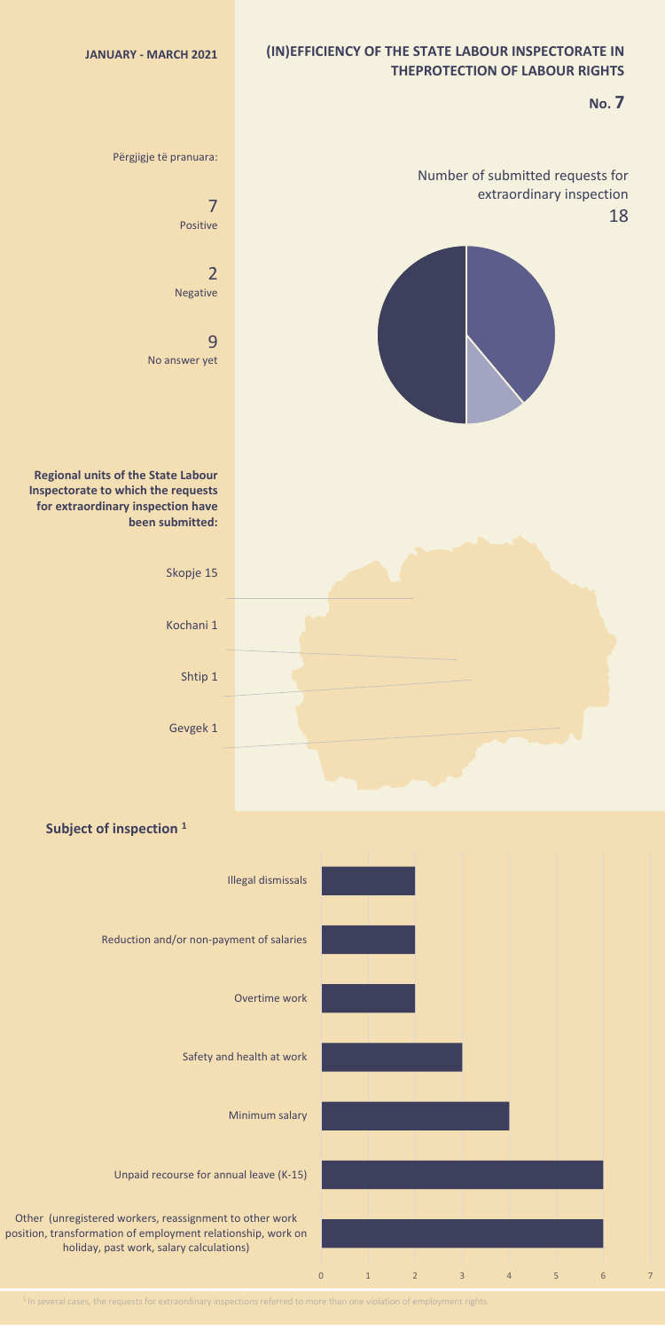JANUARY - MARCH 2021

# (IN)EFFICIENCY OF THE STATE LABOUR INSPECTORATE IN THEPROTECTION OF LABOUR RIGHTS

**No. 7**

Përgjigje të pranuara:

7
Positive

2
Negative

9
No answer yet

Number of submitted requests for extraordinary inspection
18

**Regional units of the State Labour Inspectorate to which the requests for extraordinary inspection have been submitted:**

Skopje 15

Kochani 1

Shtip 1

Gevgek 1

## Subject of inspection [1]

| Subject | Number |
|---|---|
| Illegal dismissals | 2 |
| Reduction and/or non-payment of salaries | 2 |
| Overtime work | 2 |
| Safety and health at work | 3 |
| Minimum salary | 4 |
| Unpaid recourse for annual leave (K-15) | 6 |
| Other (unregistered workers, reassignment to other work position, transformation of employment relationship, work on holiday, past work, salary calculations) | 6 |

[1] In several cases, the requests for extraordinary inspections referred to more than one violation of employment rights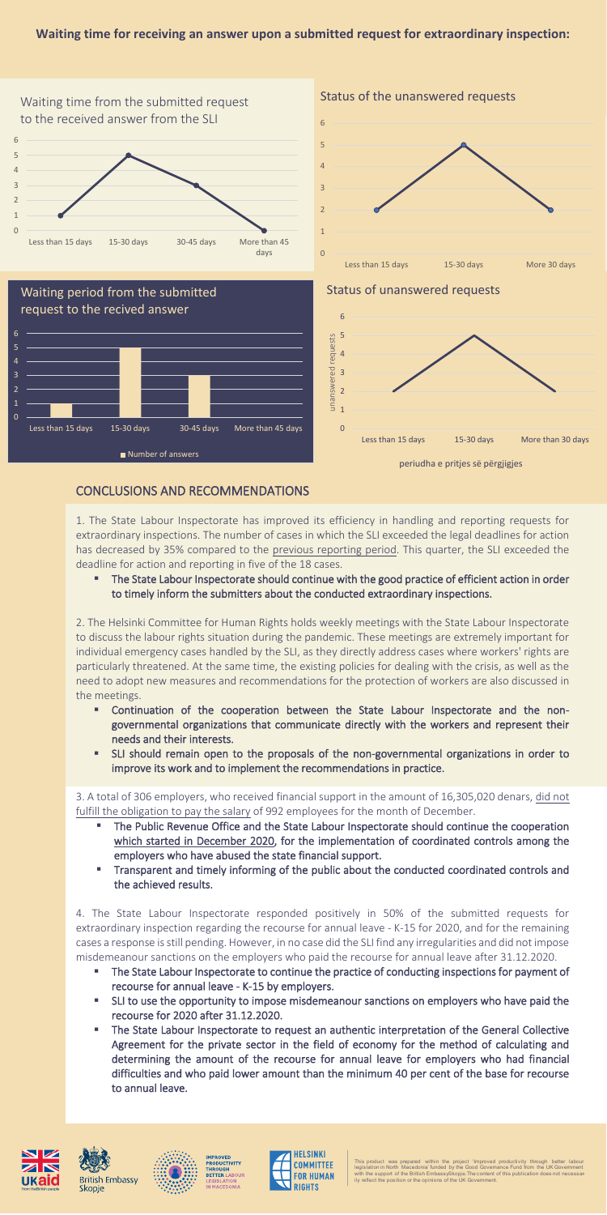**Waiting time for receiving an answer upon a submitted request for extraordinary inspection:**

Waiting time from the submitted request to the received answer from the SLI

0 1 2 3 4 5 6

Less than 15 days | 15-30 days | 30-45 days | More than 45 days

Status of the unanswered requests

0 1 2 3 4 5 6

Less than 15 days | 15-30 days | More 30 days

Waiting period from the submitted request to the recived answer

0 1 2 3 4 5 6

Less than 15 days | 15-30 days | 30-45 days | More than 45 days

Number of answers

Status of unanswered requests

unanswered requests

0 1 2 3 4 5 6

Less than 15 days | 15-30 days | More than 30 days

periudha e pritjes së përgjigjes

## CONCLUSIONS AND RECOMMENDATIONS

1. The State Labour Inspectorate has improved its efficiency in handling and reporting requests for extraordinary inspections. The number of cases in which the SLI exceeded the legal deadlines for action has decreased by 35% compared to the previous reporting period. This quarter, the SLI exceeded the deadline for action and reporting in five of the 18 cases.

- **The State Labour Inspectorate should continue with the good practice of efficient action in order to timely inform the submitters about the conducted extraordinary inspections.**

2. The Helsinki Committee for Human Rights holds weekly meetings with the State Labour Inspectorate to discuss the labour rights situation during the pandemic. These meetings are extremely important for individual emergency cases handled by the SLI, as they directly address cases where workers' rights are particularly threatened. At the same time, the existing policies for dealing with the crisis, as well as the need to adopt new measures and recommendations for the protection of workers are also discussed in the meetings.

- **Continuation of the cooperation between the State Labour Inspectorate and the non-governmental organizations that communicate directly with the workers and represent their needs and their interests.**
- **SLI should remain open to the proposals of the non-governmental organizations in order to improve its work and to implement the recommendations in practice.**

3. A total of 306 employers, who received financial support in the amount of 16,305,020 denars, did not fulfill the obligation to pay the salary of 992 employees for the month of December.

- **The Public Revenue Office and the State Labour Inspectorate should continue the cooperation which started in December 2020, for the implementation of coordinated controls among the employers who have abused the state financial support.**
- **Transparent and timely informing of the public about the conducted coordinated controls and the achieved results.**

4. The State Labour Inspectorate responded positively in 50% of the submitted requests for extraordinary inspection regarding the recourse for annual leave - K-15 for 2020, and for the remaining cases a response is still pending. However, in no case did the SLI find any irregularities and did not impose misdemeanour sanctions on the employers who paid the recourse for annual leave after 31.12.2020.

- **The State Labour Inspectorate to continue the practice of conducting inspections for payment of recourse for annual leave - K-15 by employers.**
- **SLI to use the opportunity to impose misdemeanour sanctions on employers who have paid the recourse for 2020 after 31.12.2020.**
- **The State Labour Inspectorate to request an authentic interpretation of the General Collective Agreement for the private sector in the field of economy for the method of calculating and determining the amount of the recourse for annual leave for employers who had financial difficulties and who paid lower amount than the minimum 40 per cent of the base for recourse to annual leave.**

UKaid from the British people | British Embassy Skopje | IMPROVED PRODUCTIVITY THROUGH BETTER LABOUR LEGISLATION IN MACEDONIA | HELSINKI COMMITTEE FOR HUMAN RIGHTS

This product was prepared within the project 'Improved productivity through better labour legislation in North Macedonia' funded by the Good Governance Fund from the UK Government with the support of the British EmbassySkopje. The content of this publication does not necessarily reflect the position or the opinions of the UK Government.